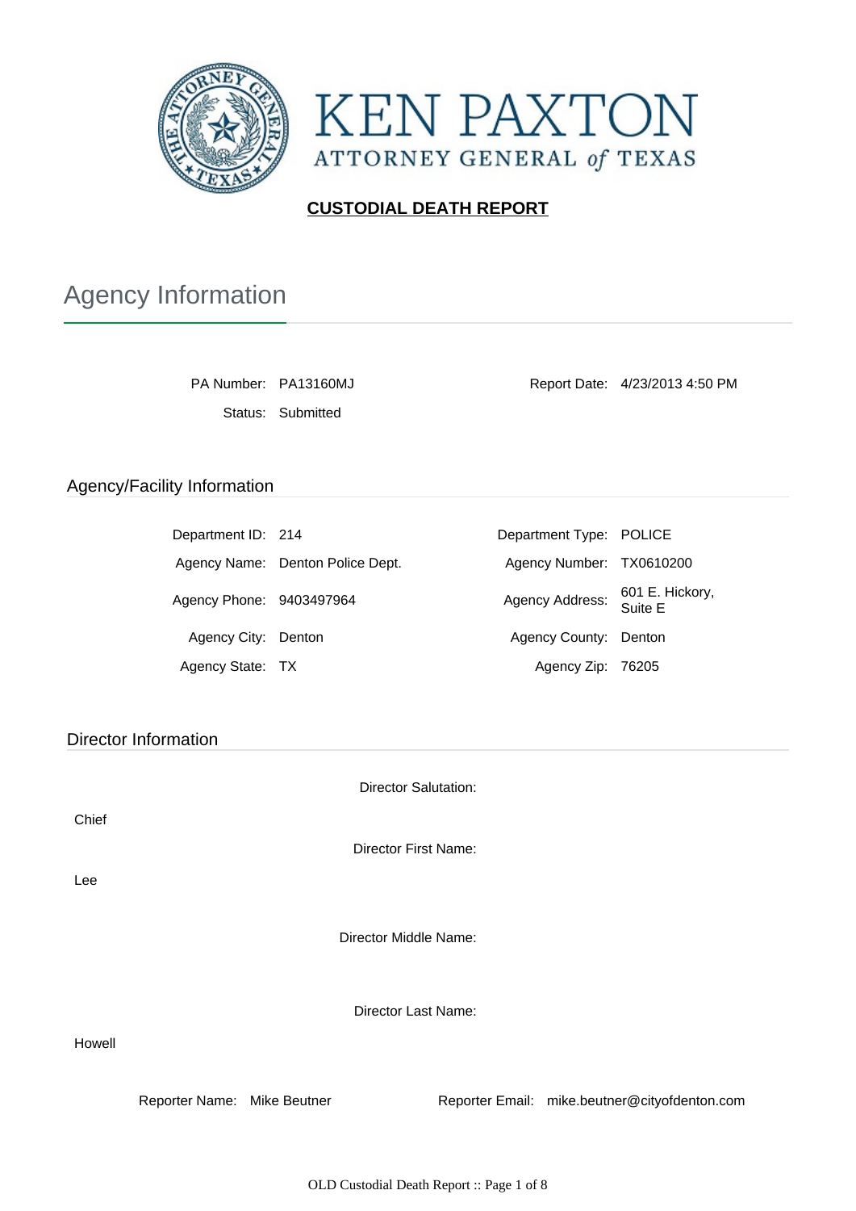KEN PAXTON

ATTORNEY GENERAL of TEXAS

**CUSTODIAL DEATH REPORT**

# Agency Information

PA Number: PA13160MJ

Report Date: 4/23/2013 4:50 PM

Status: Submitted

## Agency/Facility Information

| | | | |
|---|---|---|---|
| Department ID: | 214 | Department Type: | POLICE |
| Agency Name: | Denton Police Dept. | Agency Number: | TX0610200 |
| Agency Phone: | 9403497964 | Agency Address: | 601 E. Hickory, Suite E |
| Agency City: | Denton | Agency County: | Denton |
| Agency State: | TX | Agency Zip: | 76205 |

## Director Information

Director Salutation:

Chief

Director First Name:

Lee

Director Middle Name:

Director Last Name:

Howell

Reporter Name: Mike Beutner

Reporter Email: mike.beutner@cityofdenton.com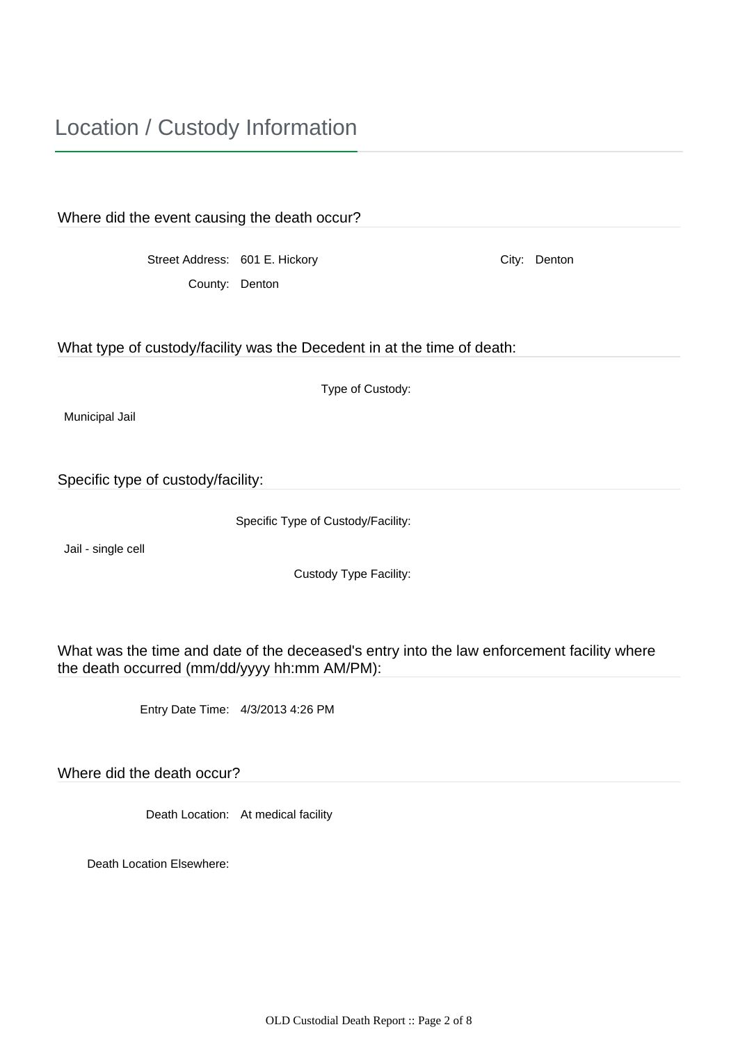# Location / Custody Information

## Where did the event causing the death occur?

Street Address: 601 E. Hickory

City: Denton

County: Denton

## What type of custody/facility was the Decedent in at the time of death:

Type of Custody:

Municipal Jail

## Specific type of custody/facility:

Specific Type of Custody/Facility:

Jail - single cell

Custody Type Facility:

## What was the time and date of the deceased's entry into the law enforcement facility where the death occurred (mm/dd/yyyy hh:mm AM/PM):

Entry Date Time: 4/3/2013 4:26 PM

## Where did the death occur?

Death Location: At medical facility

Death Location Elsewhere: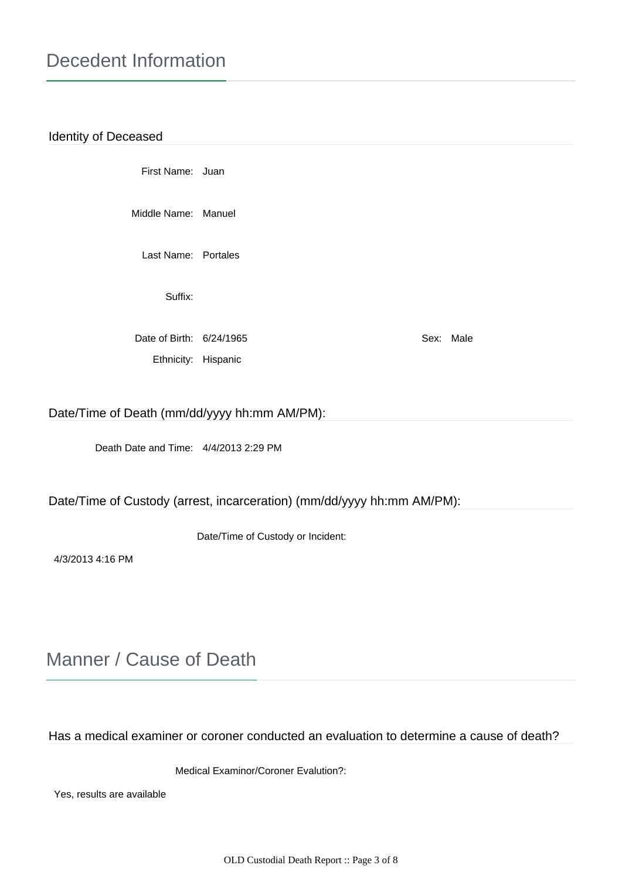# Decedent Information

## Identity of Deceased

First Name: Juan

Middle Name: Manuel

Last Name: Portales

Suffix:

Date of Birth: 6/24/1965

Sex: Male

Ethnicity: Hispanic

## Date/Time of Death (mm/dd/yyyy hh:mm AM/PM):

Death Date and Time: 4/4/2013 2:29 PM

## Date/Time of Custody (arrest, incarceration) (mm/dd/yyyy hh:mm AM/PM):

Date/Time of Custody or Incident:

4/3/2013 4:16 PM

# Manner / Cause of Death

## Has a medical examiner or coroner conducted an evaluation to determine a cause of death?

Medical Examinor/Coroner Evalution?:

Yes, results are available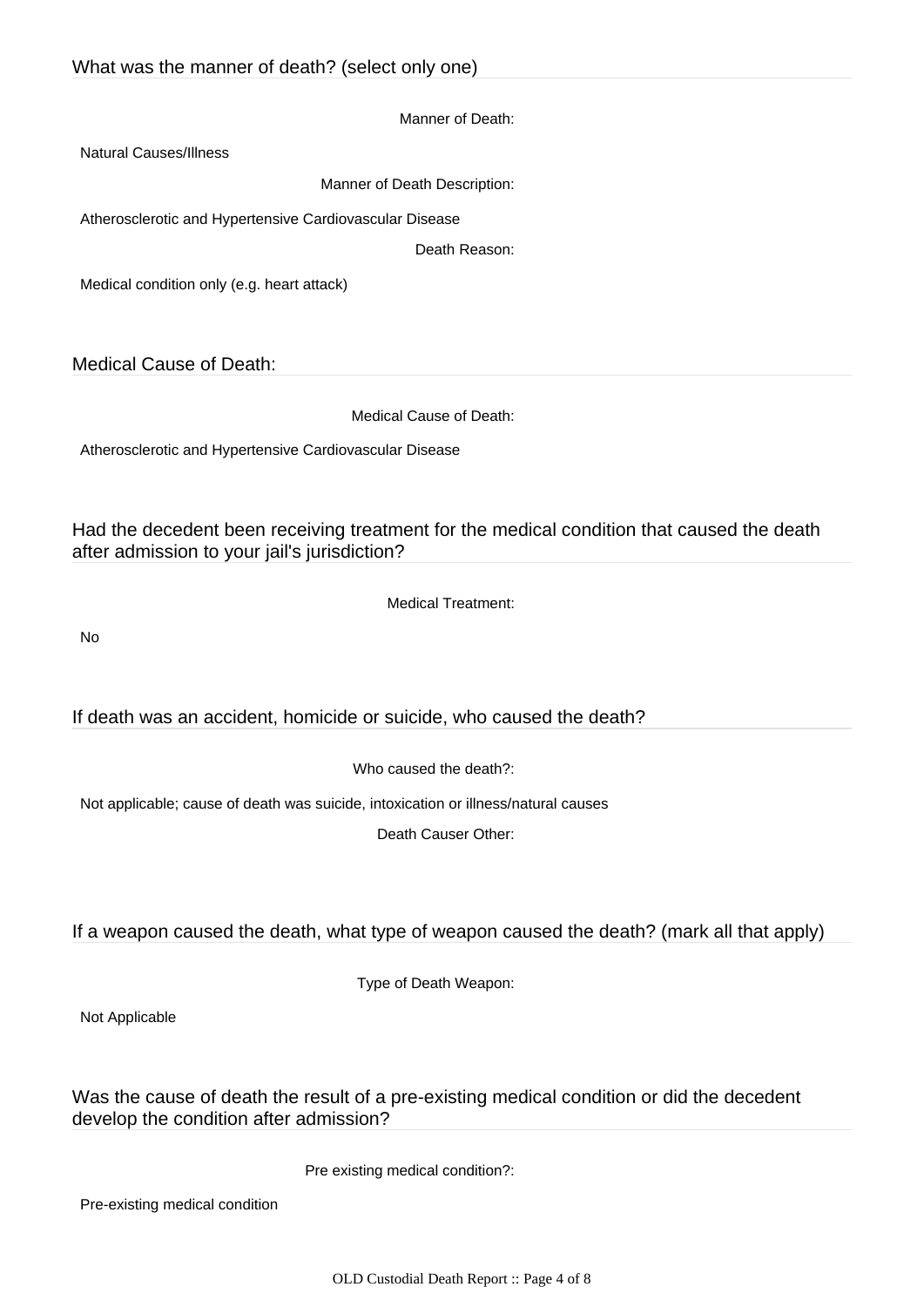## What was the manner of death? (select only one)

Manner of Death:

Natural Causes/Illness

Manner of Death Description:

Atherosclerotic and Hypertensive Cardiovascular Disease

Death Reason:

Medical condition only (e.g. heart attack)

## Medical Cause of Death:

Medical Cause of Death:

Atherosclerotic and Hypertensive Cardiovascular Disease

## Had the decedent been receiving treatment for the medical condition that caused the death after admission to your jail's jurisdiction?

Medical Treatment:

No

## If death was an accident, homicide or suicide, who caused the death?

Who caused the death?:

Not applicable; cause of death was suicide, intoxication or illness/natural causes

Death Causer Other:

## If a weapon caused the death, what type of weapon caused the death? (mark all that apply)

Type of Death Weapon:

Not Applicable

## Was the cause of death the result of a pre-existing medical condition or did the decedent develop the condition after admission?

Pre existing medical condition?:

Pre-existing medical condition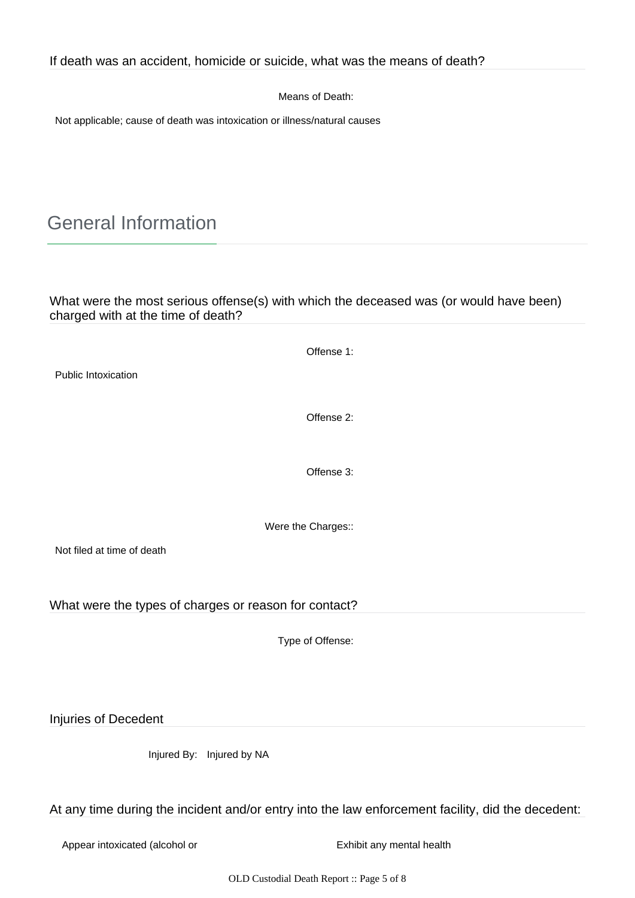### If death was an accident, homicide or suicide, what was the means of death?

Means of Death:

Not applicable; cause of death was intoxication or illness/natural causes

## General Information

### What were the most serious offense(s) with which the deceased was (or would have been) charged with at the time of death?

Offense 1:

Public Intoxication

Offense 2:

Offense 3:

Were the Charges::

Not filed at time of death

### What were the types of charges or reason for contact?

Type of Offense:

### Injuries of Decedent

Injured By: Injured by NA

### At any time during the incident and/or entry into the law enforcement facility, did the decedent:

Appear intoxicated (alcohol or

Exhibit any mental health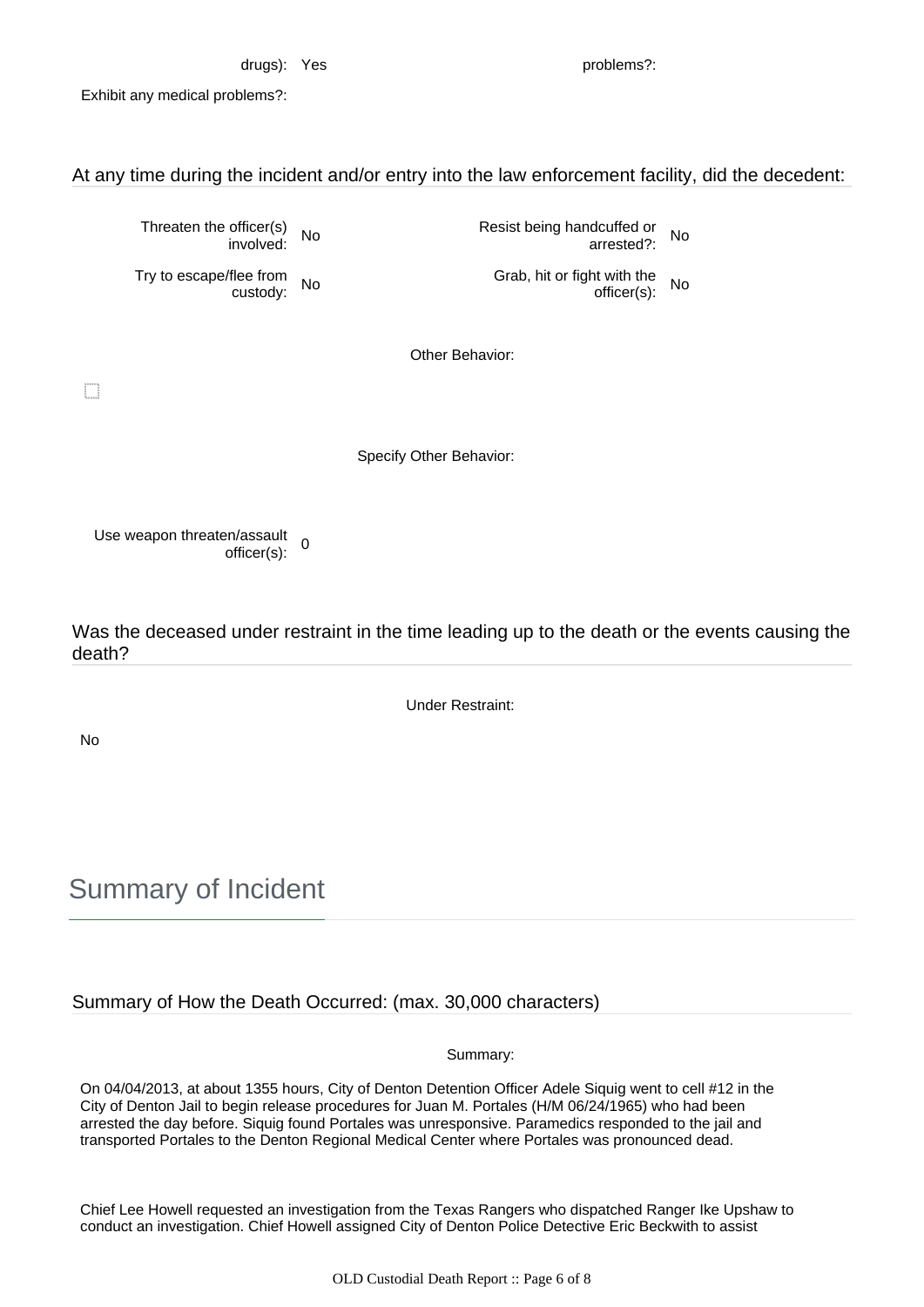drugs): Yes

problems?:

Exhibit any medical problems?:

## At any time during the incident and/or entry into the law enforcement facility, did the decedent:

| | | | |
|---|---|---|---|
| Threaten the officer(s) involved: | No | Resist being handcuffed or arrested?: | No |
| Try to escape/flee from custody: | No | Grab, hit or fight with the officer(s): | No |

Other Behavior:

☐

Specify Other Behavior:

Use weapon threaten/assault officer(s): 0

## Was the deceased under restraint in the time leading up to the death or the events causing the death?

Under Restraint:

No

# Summary of Incident

## Summary of How the Death Occurred: (max. 30,000 characters)

Summary:

On 04/04/2013, at about 1355 hours, City of Denton Detention Officer Adele Siquig went to cell #12 in the City of Denton Jail to begin release procedures for Juan M. Portales (H/M 06/24/1965) who had been arrested the day before. Siquig found Portales was unresponsive. Paramedics responded to the jail and transported Portales to the Denton Regional Medical Center where Portales was pronounced dead.

Chief Lee Howell requested an investigation from the Texas Rangers who dispatched Ranger Ike Upshaw to conduct an investigation. Chief Howell assigned City of Denton Police Detective Eric Beckwith to assist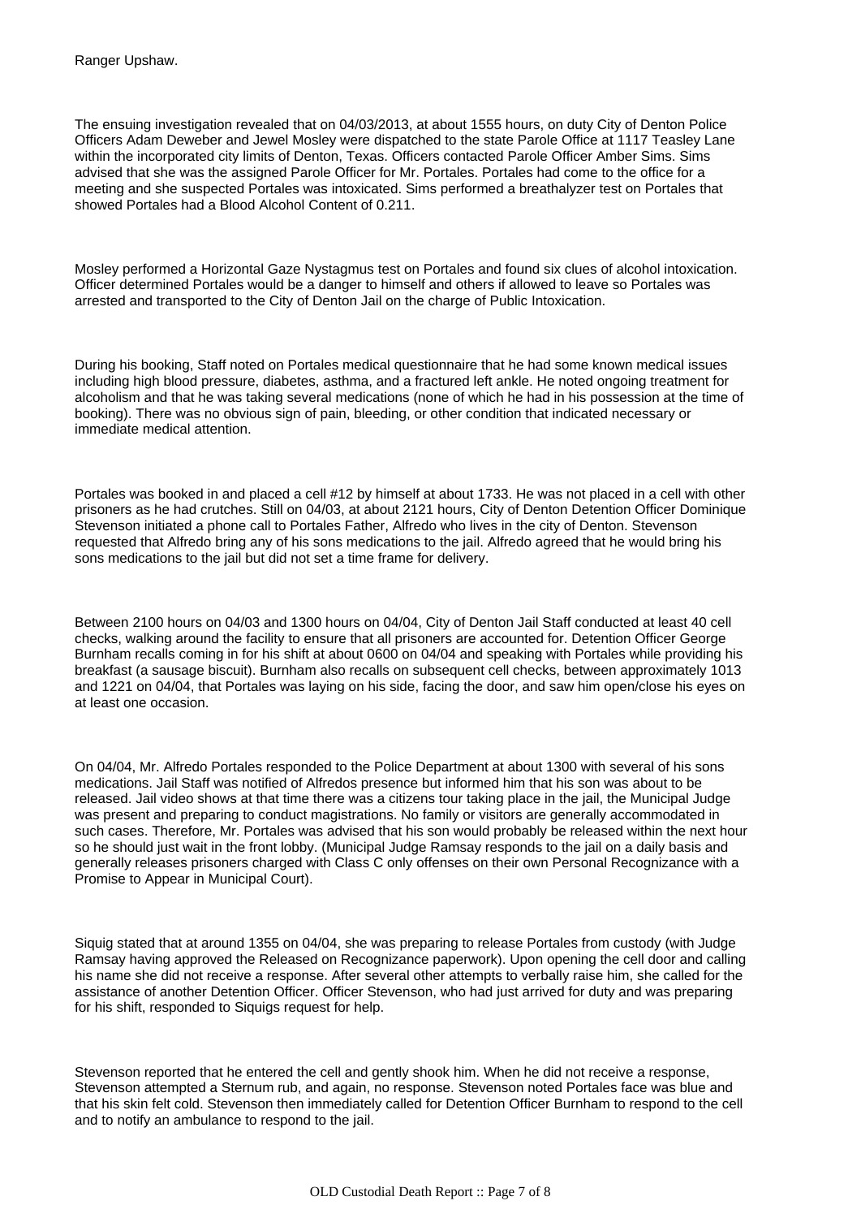Ranger Upshaw.

The ensuing investigation revealed that on 04/03/2013, at about 1555 hours, on duty City of Denton Police Officers Adam Deweber and Jewel Mosley were dispatched to the state Parole Office at 1117 Teasley Lane within the incorporated city limits of Denton, Texas. Officers contacted Parole Officer Amber Sims. Sims advised that she was the assigned Parole Officer for Mr. Portales. Portales had come to the office for a meeting and she suspected Portales was intoxicated. Sims performed a breathalyzer test on Portales that showed Portales had a Blood Alcohol Content of 0.211.

Mosley performed a Horizontal Gaze Nystagmus test on Portales and found six clues of alcohol intoxication. Officer determined Portales would be a danger to himself and others if allowed to leave so Portales was arrested and transported to the City of Denton Jail on the charge of Public Intoxication.

During his booking, Staff noted on Portales medical questionnaire that he had some known medical issues including high blood pressure, diabetes, asthma, and a fractured left ankle. He noted ongoing treatment for alcoholism and that he was taking several medications (none of which he had in his possession at the time of booking). There was no obvious sign of pain, bleeding, or other condition that indicated necessary or immediate medical attention.

Portales was booked in and placed a cell #12 by himself at about 1733. He was not placed in a cell with other prisoners as he had crutches. Still on 04/03, at about 2121 hours, City of Denton Detention Officer Dominique Stevenson initiated a phone call to Portales Father, Alfredo who lives in the city of Denton. Stevenson requested that Alfredo bring any of his sons medications to the jail. Alfredo agreed that he would bring his sons medications to the jail but did not set a time frame for delivery.

Between 2100 hours on 04/03 and 1300 hours on 04/04, City of Denton Jail Staff conducted at least 40 cell checks, walking around the facility to ensure that all prisoners are accounted for. Detention Officer George Burnham recalls coming in for his shift at about 0600 on 04/04 and speaking with Portales while providing his breakfast (a sausage biscuit). Burnham also recalls on subsequent cell checks, between approximately 1013 and 1221 on 04/04, that Portales was laying on his side, facing the door, and saw him open/close his eyes on at least one occasion.

On 04/04, Mr. Alfredo Portales responded to the Police Department at about 1300 with several of his sons medications. Jail Staff was notified of Alfredos presence but informed him that his son was about to be released. Jail video shows at that time there was a citizens tour taking place in the jail, the Municipal Judge was present and preparing to conduct magistrations. No family or visitors are generally accommodated in such cases. Therefore, Mr. Portales was advised that his son would probably be released within the next hour so he should just wait in the front lobby. (Municipal Judge Ramsay responds to the jail on a daily basis and generally releases prisoners charged with Class C only offenses on their own Personal Recognizance with a Promise to Appear in Municipal Court).

Siquig stated that at around 1355 on 04/04, she was preparing to release Portales from custody (with Judge Ramsay having approved the Released on Recognizance paperwork). Upon opening the cell door and calling his name she did not receive a response. After several other attempts to verbally raise him, she called for the assistance of another Detention Officer. Officer Stevenson, who had just arrived for duty and was preparing for his shift, responded to Siquigs request for help.

Stevenson reported that he entered the cell and gently shook him. When he did not receive a response, Stevenson attempted a Sternum rub, and again, no response. Stevenson noted Portales face was blue and that his skin felt cold. Stevenson then immediately called for Detention Officer Burnham to respond to the cell and to notify an ambulance to respond to the jail.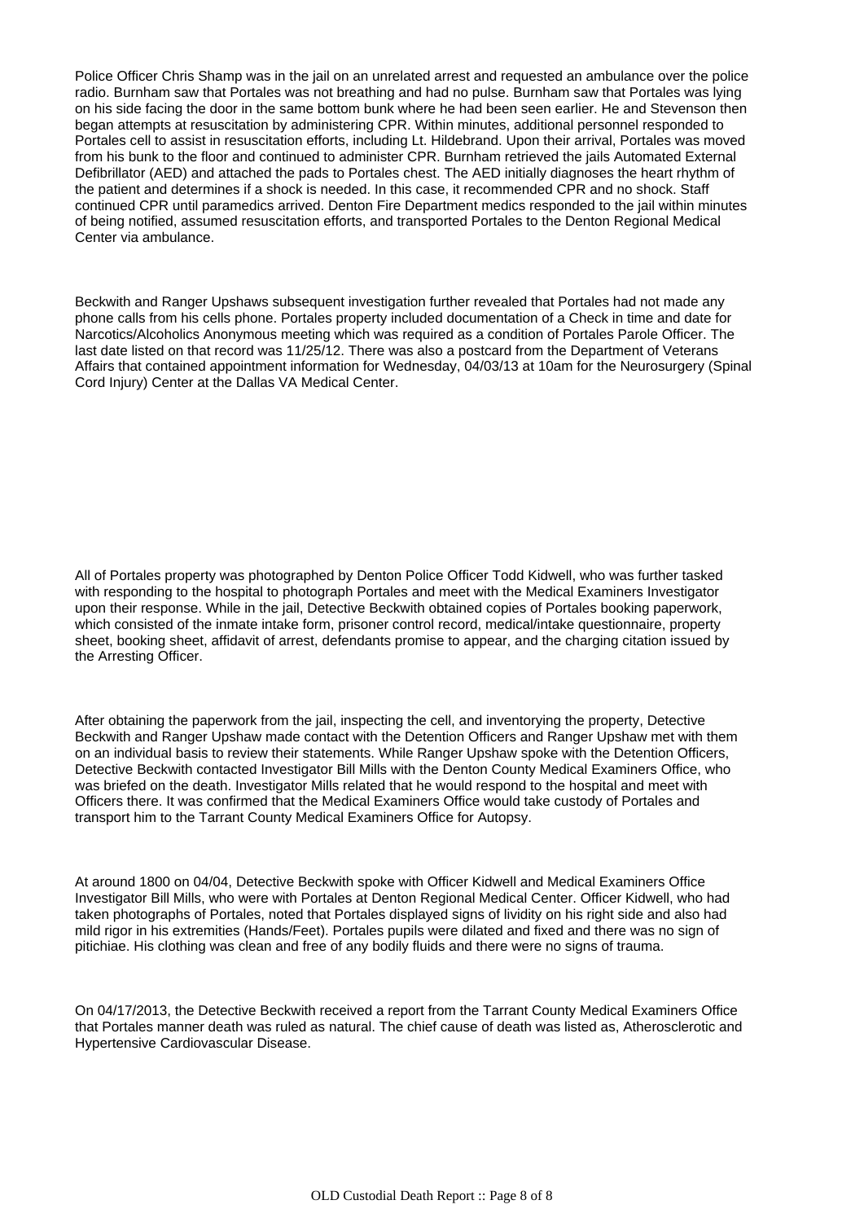Police Officer Chris Shamp was in the jail on an unrelated arrest and requested an ambulance over the police radio. Burnham saw that Portales was not breathing and had no pulse. Burnham saw that Portales was lying on his side facing the door in the same bottom bunk where he had been seen earlier. He and Stevenson then began attempts at resuscitation by administering CPR. Within minutes, additional personnel responded to Portales cell to assist in resuscitation efforts, including Lt. Hildebrand. Upon their arrival, Portales was moved from his bunk to the floor and continued to administer CPR. Burnham retrieved the jails Automated External Defibrillator (AED) and attached the pads to Portales chest. The AED initially diagnoses the heart rhythm of the patient and determines if a shock is needed. In this case, it recommended CPR and no shock. Staff continued CPR until paramedics arrived. Denton Fire Department medics responded to the jail within minutes of being notified, assumed resuscitation efforts, and transported Portales to the Denton Regional Medical Center via ambulance.

Beckwith and Ranger Upshaws subsequent investigation further revealed that Portales had not made any phone calls from his cells phone. Portales property included documentation of a Check in time and date for Narcotics/Alcoholics Anonymous meeting which was required as a condition of Portales Parole Officer. The last date listed on that record was 11/25/12. There was also a postcard from the Department of Veterans Affairs that contained appointment information for Wednesday, 04/03/13 at 10am for the Neurosurgery (Spinal Cord Injury) Center at the Dallas VA Medical Center.

All of Portales property was photographed by Denton Police Officer Todd Kidwell, who was further tasked with responding to the hospital to photograph Portales and meet with the Medical Examiners Investigator upon their response. While in the jail, Detective Beckwith obtained copies of Portales booking paperwork, which consisted of the inmate intake form, prisoner control record, medical/intake questionnaire, property sheet, booking sheet, affidavit of arrest, defendants promise to appear, and the charging citation issued by the Arresting Officer.

After obtaining the paperwork from the jail, inspecting the cell, and inventorying the property, Detective Beckwith and Ranger Upshaw made contact with the Detention Officers and Ranger Upshaw met with them on an individual basis to review their statements. While Ranger Upshaw spoke with the Detention Officers, Detective Beckwith contacted Investigator Bill Mills with the Denton County Medical Examiners Office, who was briefed on the death. Investigator Mills related that he would respond to the hospital and meet with Officers there. It was confirmed that the Medical Examiners Office would take custody of Portales and transport him to the Tarrant County Medical Examiners Office for Autopsy.

At around 1800 on 04/04, Detective Beckwith spoke with Officer Kidwell and Medical Examiners Office Investigator Bill Mills, who were with Portales at Denton Regional Medical Center. Officer Kidwell, who had taken photographs of Portales, noted that Portales displayed signs of lividity on his right side and also had mild rigor in his extremities (Hands/Feet). Portales pupils were dilated and fixed and there was no sign of pitichiae. His clothing was clean and free of any bodily fluids and there were no signs of trauma.

On 04/17/2013, the Detective Beckwith received a report from the Tarrant County Medical Examiners Office that Portales manner death was ruled as natural. The chief cause of death was listed as, Atherosclerotic and Hypertensive Cardiovascular Disease.